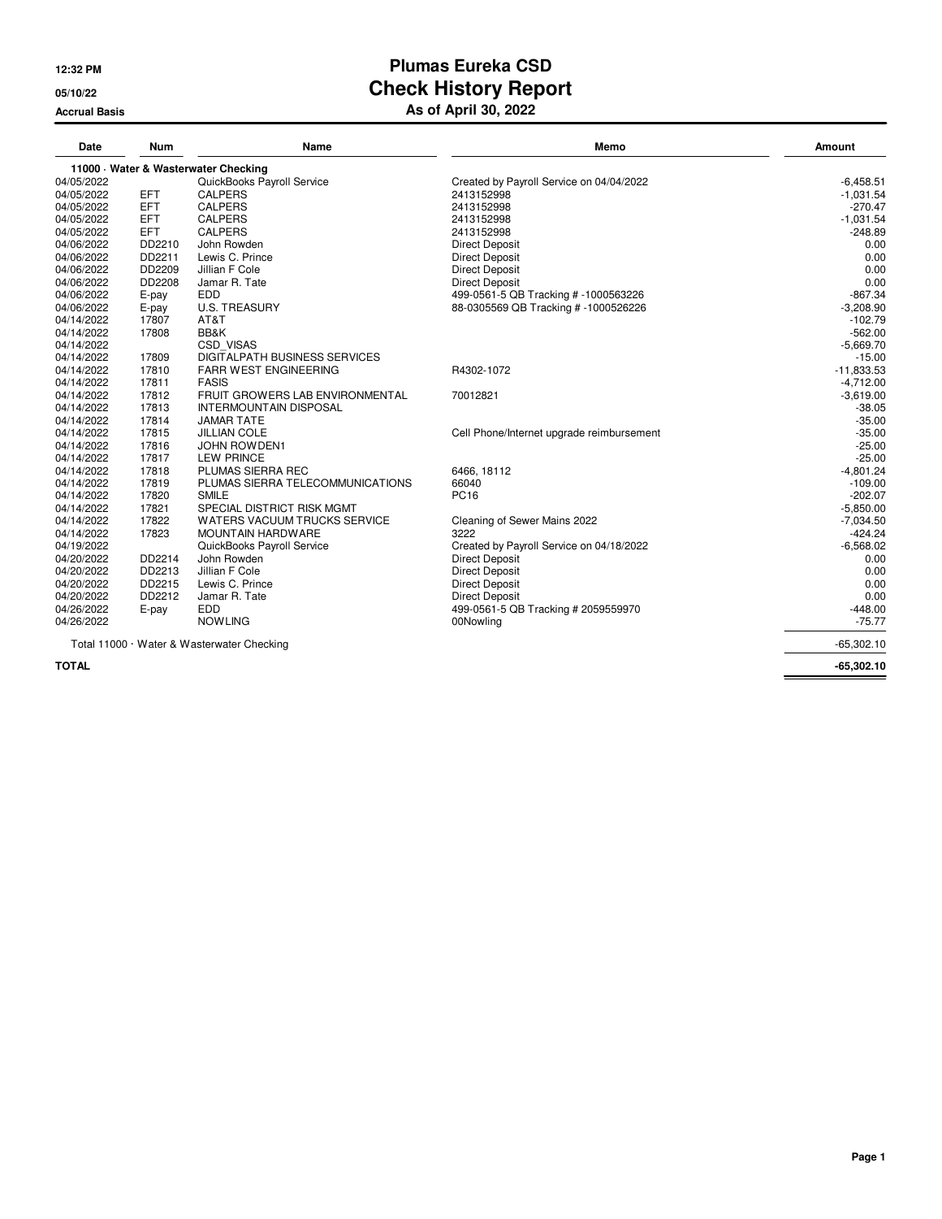12:32 PM

05/10/22

Accrual Basis

# Plumas Eureka CSD

## Check History Report

### As of April 30, 2022

| Date | Num | Name | Memo | Amount |
|---|---|---|---|---|
| **11000 · Water & Wastewater Checking** | | | | |
| 04/05/2022 | | QuickBooks Payroll Service | Created by Payroll Service on 04/04/2022 | -6,458.51 |
| 04/05/2022 | EFT | CALPERS | 2413152998 | -1,031.54 |
| 04/05/2022 | EFT | CALPERS | 2413152998 | -270.47 |
| 04/05/2022 | EFT | CALPERS | 2413152998 | -1,031.54 |
| 04/05/2022 | EFT | CALPERS | 2413152998 | -248.89 |
| 04/06/2022 | DD2210 | John Rowden | Direct Deposit | 0.00 |
| 04/06/2022 | DD2211 | Lewis C. Prince | Direct Deposit | 0.00 |
| 04/06/2022 | DD2209 | Jillian F Cole | Direct Deposit | 0.00 |
| 04/06/2022 | DD2208 | Jamar R. Tate | Direct Deposit | 0.00 |
| 04/06/2022 | E-pay | EDD | 499-0561-5 QB Tracking # -1000563226 | -867.34 |
| 04/06/2022 | E-pay | U.S. TREASURY | 88-0305569 QB Tracking # -1000526226 | -3,208.90 |
| 04/14/2022 | 17807 | AT&T | | -102.79 |
| 04/14/2022 | 17808 | BB&K | | -562.00 |
| 04/14/2022 | | CSD_VISAS | | -5,669.70 |
| 04/14/2022 | 17809 | DIGITALPATH BUSINESS SERVICES | | -15.00 |
| 04/14/2022 | 17810 | FARR WEST ENGINEERING | R4302-1072 | -11,833.53 |
| 04/14/2022 | 17811 | FASIS | | -4,712.00 |
| 04/14/2022 | 17812 | FRUIT GROWERS LAB ENVIRONMENTAL | 70012821 | -3,619.00 |
| 04/14/2022 | 17813 | INTERMOUNTAIN DISPOSAL | | -38.05 |
| 04/14/2022 | 17814 | JAMAR TATE | | -35.00 |
| 04/14/2022 | 17815 | JILLIAN COLE | Cell Phone/Internet upgrade reimbursement | -35.00 |
| 04/14/2022 | 17816 | JOHN ROWDEN1 | | -25.00 |
| 04/14/2022 | 17817 | LEW PRINCE | | -25.00 |
| 04/14/2022 | 17818 | PLUMAS SIERRA REC | 6466, 18112 | -4,801.24 |
| 04/14/2022 | 17819 | PLUMAS SIERRA TELECOMMUNICATIONS | 66040 | -109.00 |
| 04/14/2022 | 17820 | SMILE | PC16 | -202.07 |
| 04/14/2022 | 17821 | SPECIAL DISTRICT RISK MGMT | | -5,850.00 |
| 04/14/2022 | 17822 | WATERS VACUUM TRUCKS SERVICE | Cleaning of Sewer Mains 2022 | -7,034.50 |
| 04/14/2022 | 17823 | MOUNTAIN HARDWARE | 3222 | -424.24 |
| 04/19/2022 | | QuickBooks Payroll Service | Created by Payroll Service on 04/18/2022 | -6,568.02 |
| 04/20/2022 | DD2214 | John Rowden | Direct Deposit | 0.00 |
| 04/20/2022 | DD2213 | Jillian F Cole | Direct Deposit | 0.00 |
| 04/20/2022 | DD2215 | Lewis C. Prince | Direct Deposit | 0.00 |
| 04/20/2022 | DD2212 | Jamar R. Tate | Direct Deposit | 0.00 |
| 04/26/2022 | E-pay | EDD | 499-0561-5 QB Tracking # 2059559970 | -448.00 |
| 04/26/2022 | | NOWLING | 00Nowling | -75.77 |
| Total 11000 · Water & Wastewater Checking | | | | -65,302.10 |
| **TOTAL** | | | | **-65,302.10** |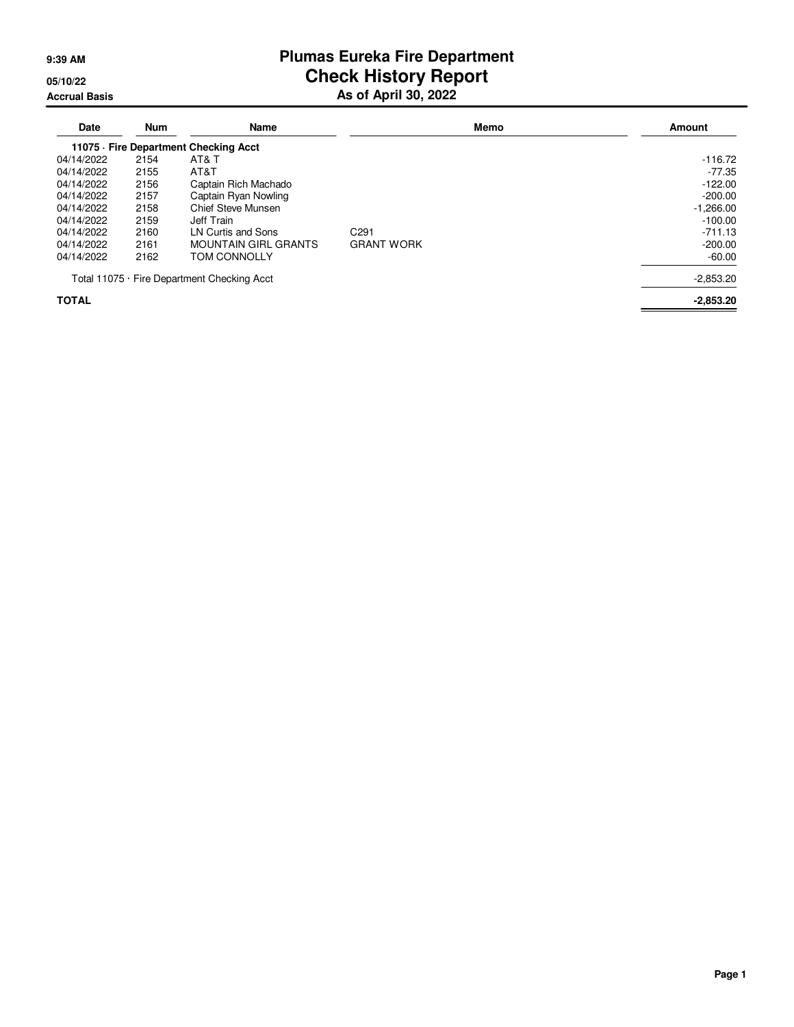# Plumas Eureka Fire Department

## Check History Report

### As of April 30, 2022

9:39 AM
05/10/22
Accrual Basis

| Date | Num | Name | Memo | Amount |
|---|---|---|---|---|
| **11075 · Fire Department Checking Acct** | | | | |
| 04/14/2022 | 2154 | AT& T | | -116.72 |
| 04/14/2022 | 2155 | AT&T | | -77.35 |
| 04/14/2022 | 2156 | Captain Rich Machado | | -122.00 |
| 04/14/2022 | 2157 | Captain Ryan Nowling | | -200.00 |
| 04/14/2022 | 2158 | Chief Steve Munsen | | -1,266.00 |
| 04/14/2022 | 2159 | Jeff Train | | -100.00 |
| 04/14/2022 | 2160 | LN Curtis and Sons | C291 | -711.13 |
| 04/14/2022 | 2161 | MOUNTAIN GIRL GRANTS | GRANT WORK | -200.00 |
| 04/14/2022 | 2162 | TOM CONNOLLY | | -60.00 |
| Total 11075 · Fire Department Checking Acct | | | | -2,853.20 |
| **TOTAL** | | | | **-2,853.20** |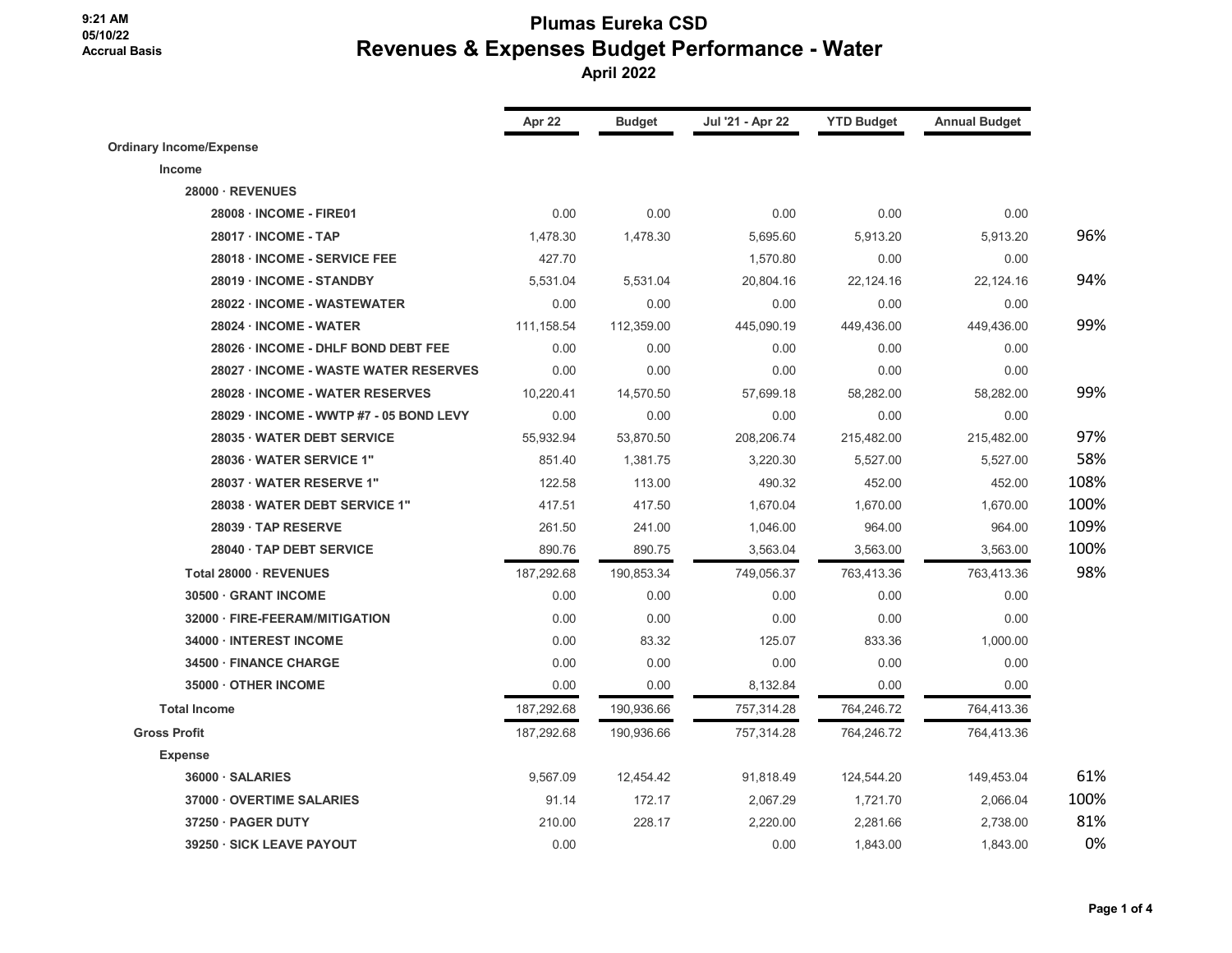9:21 AM
05/10/22
Accrual Basis

# Plumas Eureka CSD
## Revenues & Expenses Budget Performance - Water
### April 2022

| | Apr 22 | Budget | Jul '21 - Apr 22 | YTD Budget | Annual Budget | |
|---|---|---|---|---|---|---|
| **Ordinary Income/Expense** | | | | | | |
| **Income** | | | | | | |
| **28000 · REVENUES** | | | | | | |
| 28008 · INCOME - FIRE01 | 0.00 | 0.00 | 0.00 | 0.00 | 0.00 | |
| 28017 · INCOME - TAP | 1,478.30 | 1,478.30 | 5,695.60 | 5,913.20 | 5,913.20 | 96% |
| 28018 · INCOME - SERVICE FEE | 427.70 | | 1,570.80 | 0.00 | 0.00 | |
| 28019 · INCOME - STANDBY | 5,531.04 | 5,531.04 | 20,804.16 | 22,124.16 | 22,124.16 | 94% |
| 28022 · INCOME - WASTEWATER | 0.00 | 0.00 | 0.00 | 0.00 | 0.00 | |
| 28024 · INCOME - WATER | 111,158.54 | 112,359.00 | 445,090.19 | 449,436.00 | 449,436.00 | 99% |
| 28026 · INCOME - DHLF BOND DEBT FEE | 0.00 | 0.00 | 0.00 | 0.00 | 0.00 | |
| 28027 · INCOME - WASTE WATER RESERVES | 0.00 | 0.00 | 0.00 | 0.00 | 0.00 | |
| 28028 · INCOME - WATER RESERVES | 10,220.41 | 14,570.50 | 57,699.18 | 58,282.00 | 58,282.00 | 99% |
| 28029 · INCOME - WWTP #7 - 05 BOND LEVY | 0.00 | 0.00 | 0.00 | 0.00 | 0.00 | |
| 28035 · WATER DEBT SERVICE | 55,932.94 | 53,870.50 | 208,206.74 | 215,482.00 | 215,482.00 | 97% |
| 28036 · WATER SERVICE 1" | 851.40 | 1,381.75 | 3,220.30 | 5,527.00 | 5,527.00 | 58% |
| 28037 · WATER RESERVE 1" | 122.58 | 113.00 | 490.32 | 452.00 | 452.00 | 108% |
| 28038 · WATER DEBT SERVICE 1" | 417.51 | 417.50 | 1,670.04 | 1,670.00 | 1,670.00 | 100% |
| 28039 · TAP RESERVE | 261.50 | 241.00 | 1,046.00 | 964.00 | 964.00 | 109% |
| 28040 · TAP DEBT SERVICE | 890.76 | 890.75 | 3,563.04 | 3,563.00 | 3,563.00 | 100% |
| **Total 28000 · REVENUES** | 187,292.68 | 190,853.34 | 749,056.37 | 763,413.36 | 763,413.36 | 98% |
| 30500 · GRANT INCOME | 0.00 | 0.00 | 0.00 | 0.00 | 0.00 | |
| 32000 · FIRE-FEERAM/MITIGATION | 0.00 | 0.00 | 0.00 | 0.00 | 0.00 | |
| 34000 · INTEREST INCOME | 0.00 | 83.32 | 125.07 | 833.36 | 1,000.00 | |
| 34500 · FINANCE CHARGE | 0.00 | 0.00 | 0.00 | 0.00 | 0.00 | |
| 35000 · OTHER INCOME | 0.00 | 0.00 | 8,132.84 | 0.00 | 0.00 | |
| **Total Income** | 187,292.68 | 190,936.66 | 757,314.28 | 764,246.72 | 764,413.36 | |
| **Gross Profit** | 187,292.68 | 190,936.66 | 757,314.28 | 764,246.72 | 764,413.36 | |
| **Expense** | | | | | | |
| 36000 · SALARIES | 9,567.09 | 12,454.42 | 91,818.49 | 124,544.20 | 149,453.04 | 61% |
| 37000 · OVERTIME SALARIES | 91.14 | 172.17 | 2,067.29 | 1,721.70 | 2,066.04 | 100% |
| 37250 · PAGER DUTY | 210.00 | 228.17 | 2,220.00 | 2,281.66 | 2,738.00 | 81% |
| 39250 · SICK LEAVE PAYOUT | 0.00 | | 0.00 | 1,843.00 | 1,843.00 | 0% |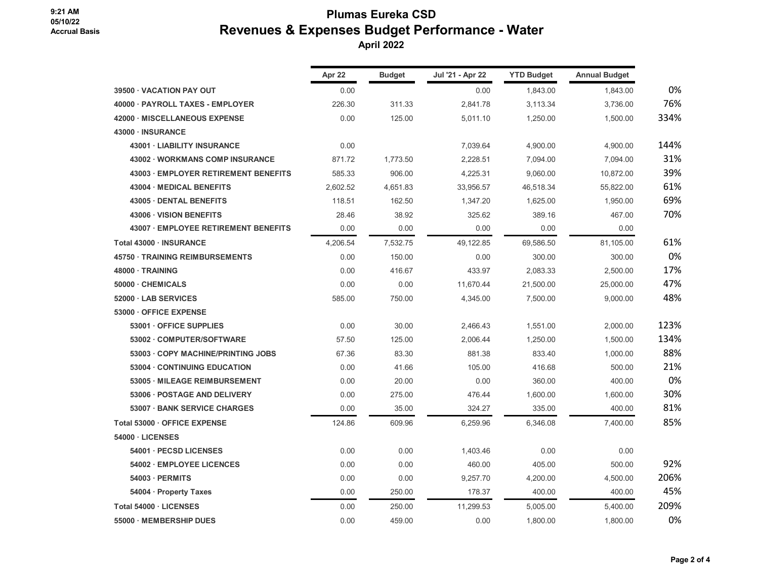9:21 AM
05/10/22
Accrual Basis

# Plumas Eureka CSD
## Revenues & Expenses Budget Performance - Water
### April 2022

| | Apr 22 | Budget | Jul '21 - Apr 22 | YTD Budget | Annual Budget | |
|---|---|---|---|---|---|---|
| **39500 · VACATION PAY OUT** | 0.00 | | 0.00 | 1,843.00 | 1,843.00 | 0% |
| **40000 · PAYROLL TAXES - EMPLOYER** | 226.30 | 311.33 | 2,841.78 | 3,113.34 | 3,736.00 | 76% |
| **42000 · MISCELLANEOUS EXPENSE** | 0.00 | 125.00 | 5,011.10 | 1,250.00 | 1,500.00 | 334% |
| **43000 · INSURANCE** | | | | | | |
| **43001 · LIABILITY INSURANCE** | 0.00 | | 7,039.64 | 4,900.00 | 4,900.00 | 144% |
| **43002 · WORKMANS COMP INSURANCE** | 871.72 | 1,773.50 | 2,228.51 | 7,094.00 | 7,094.00 | 31% |
| **43003 · EMPLOYER RETIREMENT BENEFITS** | 585.33 | 906.00 | 4,225.31 | 9,060.00 | 10,872.00 | 39% |
| **43004 · MEDICAL BENEFITS** | 2,602.52 | 4,651.83 | 33,956.57 | 46,518.34 | 55,822.00 | 61% |
| **43005 · DENTAL BENEFITS** | 118.51 | 162.50 | 1,347.20 | 1,625.00 | 1,950.00 | 69% |
| **43006 · VISION BENEFITS** | 28.46 | 38.92 | 325.62 | 389.16 | 467.00 | 70% |
| **43007 · EMPLOYEE RETIREMENT BENEFITS** | 0.00 | 0.00 | 0.00 | 0.00 | 0.00 | |
| **Total 43000 · INSURANCE** | 4,206.54 | 7,532.75 | 49,122.85 | 69,586.50 | 81,105.00 | 61% |
| **45750 · TRAINING REIMBURSEMENTS** | 0.00 | 150.00 | 0.00 | 300.00 | 300.00 | 0% |
| **48000 · TRAINING** | 0.00 | 416.67 | 433.97 | 2,083.33 | 2,500.00 | 17% |
| **50000 · CHEMICALS** | 0.00 | 0.00 | 11,670.44 | 21,500.00 | 25,000.00 | 47% |
| **52000 · LAB SERVICES** | 585.00 | 750.00 | 4,345.00 | 7,500.00 | 9,000.00 | 48% |
| **53000 · OFFICE EXPENSE** | | | | | | |
| **53001 · OFFICE SUPPLIES** | 0.00 | 30.00 | 2,466.43 | 1,551.00 | 2,000.00 | 123% |
| **53002 · COMPUTER/SOFTWARE** | 57.50 | 125.00 | 2,006.44 | 1,250.00 | 1,500.00 | 134% |
| **53003 · COPY MACHINE/PRINTING JOBS** | 67.36 | 83.30 | 881.38 | 833.40 | 1,000.00 | 88% |
| **53004 · CONTINUING EDUCATION** | 0.00 | 41.66 | 105.00 | 416.68 | 500.00 | 21% |
| **53005 · MILEAGE REIMBURSEMENT** | 0.00 | 20.00 | 0.00 | 360.00 | 400.00 | 0% |
| **53006 · POSTAGE AND DELIVERY** | 0.00 | 275.00 | 476.44 | 1,600.00 | 1,600.00 | 30% |
| **53007 · BANK SERVICE CHARGES** | 0.00 | 35.00 | 324.27 | 335.00 | 400.00 | 81% |
| **Total 53000 · OFFICE EXPENSE** | 124.86 | 609.96 | 6,259.96 | 6,346.08 | 7,400.00 | 85% |
| **54000 · LICENSES** | | | | | | |
| **54001 · PECSD LICENSES** | 0.00 | 0.00 | 1,403.46 | 0.00 | 0.00 | |
| **54002 · EMPLOYEE LICENCES** | 0.00 | 0.00 | 460.00 | 405.00 | 500.00 | 92% |
| **54003 · PERMITS** | 0.00 | 0.00 | 9,257.70 | 4,200.00 | 4,500.00 | 206% |
| **54004 · Property Taxes** | 0.00 | 250.00 | 178.37 | 400.00 | 400.00 | 45% |
| **Total 54000 · LICENSES** | 0.00 | 250.00 | 11,299.53 | 5,005.00 | 5,400.00 | 209% |
| **55000 · MEMBERSHIP DUES** | 0.00 | 459.00 | 0.00 | 1,800.00 | 1,800.00 | 0% |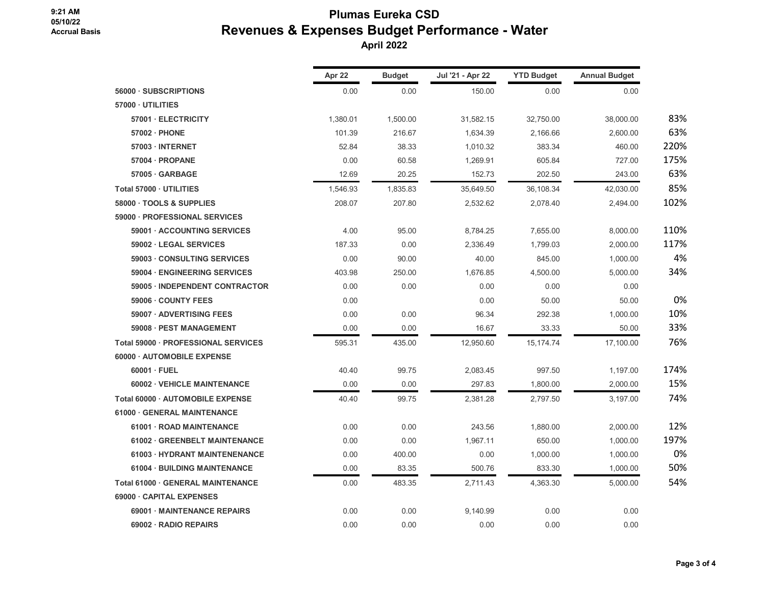9:21 AM
05/10/22
Accrual Basis

# Plumas Eureka CSD

## Revenues & Expenses Budget Performance - Water

### April 2022

| | Apr 22 | Budget | Jul '21 - Apr 22 | YTD Budget | Annual Budget | |
|---|---|---|---|---|---|---|
| **56000 · SUBSCRIPTIONS** | 0.00 | 0.00 | 150.00 | 0.00 | 0.00 | |
| **57000 · UTILITIES** | | | | | | |
| **57001 · ELECTRICITY** | 1,380.01 | 1,500.00 | 31,582.15 | 32,750.00 | 38,000.00 | 83% |
| **57002 · PHONE** | 101.39 | 216.67 | 1,634.39 | 2,166.66 | 2,600.00 | 63% |
| **57003 · INTERNET** | 52.84 | 38.33 | 1,010.32 | 383.34 | 460.00 | 220% |
| **57004 · PROPANE** | 0.00 | 60.58 | 1,269.91 | 605.84 | 727.00 | 175% |
| **57005 · GARBAGE** | 12.69 | 20.25 | 152.73 | 202.50 | 243.00 | 63% |
| **Total 57000 · UTILITIES** | 1,546.93 | 1,835.83 | 35,649.50 | 36,108.34 | 42,030.00 | 85% |
| **58000 · TOOLS & SUPPLIES** | 208.07 | 207.80 | 2,532.62 | 2,078.40 | 2,494.00 | 102% |
| **59000 · PROFESSIONAL SERVICES** | | | | | | |
| **59001 · ACCOUNTING SERVICES** | 4.00 | 95.00 | 8,784.25 | 7,655.00 | 8,000.00 | 110% |
| **59002 · LEGAL SERVICES** | 187.33 | 0.00 | 2,336.49 | 1,799.03 | 2,000.00 | 117% |
| **59003 · CONSULTING SERVICES** | 0.00 | 90.00 | 40.00 | 845.00 | 1,000.00 | 4% |
| **59004 · ENGINEERING SERVICES** | 403.98 | 250.00 | 1,676.85 | 4,500.00 | 5,000.00 | 34% |
| **59005 · INDEPENDENT CONTRACTOR** | 0.00 | 0.00 | 0.00 | 0.00 | 0.00 | |
| **59006 · COUNTY FEES** | 0.00 | | 0.00 | 50.00 | 50.00 | 0% |
| **59007 · ADVERTISING FEES** | 0.00 | 0.00 | 96.34 | 292.38 | 1,000.00 | 10% |
| **59008 · PEST MANAGEMENT** | 0.00 | 0.00 | 16.67 | 33.33 | 50.00 | 33% |
| **Total 59000 · PROFESSIONAL SERVICES** | 595.31 | 435.00 | 12,950.60 | 15,174.74 | 17,100.00 | 76% |
| **60000 · AUTOMOBILE EXPENSE** | | | | | | |
| **60001 · FUEL** | 40.40 | 99.75 | 2,083.45 | 997.50 | 1,197.00 | 174% |
| **60002 · VEHICLE MAINTENANCE** | 0.00 | 0.00 | 297.83 | 1,800.00 | 2,000.00 | 15% |
| **Total 60000 · AUTOMOBILE EXPENSE** | 40.40 | 99.75 | 2,381.28 | 2,797.50 | 3,197.00 | 74% |
| **61000 · GENERAL MAINTENANCE** | | | | | | |
| **61001 · ROAD MAINTENANCE** | 0.00 | 0.00 | 243.56 | 1,880.00 | 2,000.00 | 12% |
| **61002 · GREENBELT MAINTENANCE** | 0.00 | 0.00 | 1,967.11 | 650.00 | 1,000.00 | 197% |
| **61003 · HYDRANT MAINTENENANCE** | 0.00 | 400.00 | 0.00 | 1,000.00 | 1,000.00 | 0% |
| **61004 · BUILDING MAINTENANCE** | 0.00 | 83.35 | 500.76 | 833.30 | 1,000.00 | 50% |
| **Total 61000 · GENERAL MAINTENANCE** | 0.00 | 483.35 | 2,711.43 | 4,363.30 | 5,000.00 | 54% |
| **69000 · CAPITAL EXPENSES** | | | | | | |
| **69001 · MAINTENANCE REPAIRS** | 0.00 | 0.00 | 9,140.99 | 0.00 | 0.00 | |
| **69002 · RADIO REPAIRS** | 0.00 | 0.00 | 0.00 | 0.00 | 0.00 | |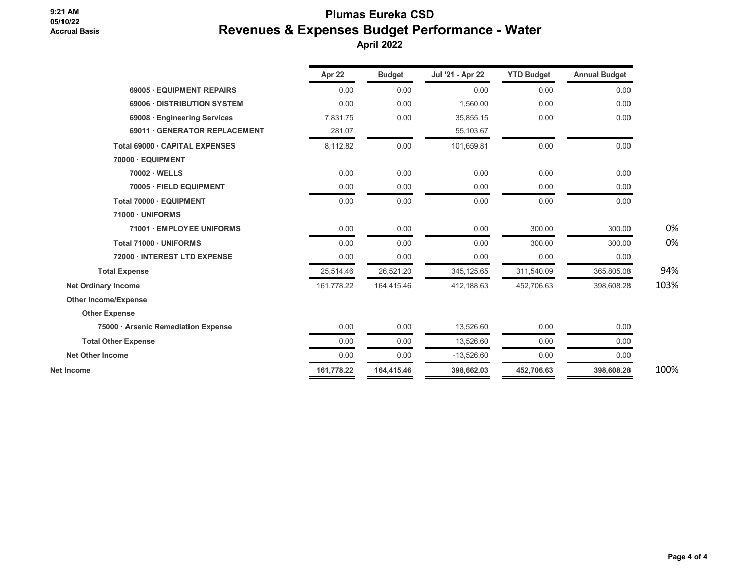# Plumas Eureka CSD

## Revenues & Expenses Budget Performance - Water

### April 2022

9:21 AM
05/10/22
Accrual Basis

| | Apr 22 | Budget | Jul '21 - Apr 22 | YTD Budget | Annual Budget | |
|---|---|---|---|---|---|---|
| 69005 · EQUIPMENT REPAIRS | 0.00 | 0.00 | 0.00 | 0.00 | 0.00 | |
| 69006 · DISTRIBUTION SYSTEM | 0.00 | 0.00 | 1,560.00 | 0.00 | 0.00 | |
| 69008 · Engineering Services | 7,831.75 | 0.00 | 35,855.15 | 0.00 | 0.00 | |
| 69011 · GENERATOR REPLACEMENT | 281.07 | | 55,103.67 | | | |
| Total 69000 · CAPITAL EXPENSES | 8,112.82 | 0.00 | 101,659.81 | 0.00 | 0.00 | |
| 70000 · EQUIPMENT | | | | | | |
| 70002 · WELLS | 0.00 | 0.00 | 0.00 | 0.00 | 0.00 | |
| 70005 · FIELD EQUIPMENT | 0.00 | 0.00 | 0.00 | 0.00 | 0.00 | |
| Total 70000 · EQUIPMENT | 0.00 | 0.00 | 0.00 | 0.00 | 0.00 | |
| 71000 · UNIFORMS | | | | | | |
| 71001 · EMPLOYEE UNIFORMS | 0.00 | 0.00 | 0.00 | 300.00 | 300.00 | 0% |
| Total 71000 · UNIFORMS | 0.00 | 0.00 | 0.00 | 300.00 | 300.00 | 0% |
| 72000 · INTEREST LTD EXPENSE | 0.00 | 0.00 | 0.00 | 0.00 | 0.00 | |
| **Total Expense** | 25,514.46 | 26,521.20 | 345,125.65 | 311,540.09 | 365,805.08 | 94% |
| **Net Ordinary Income** | 161,778.22 | 164,415.46 | 412,188.63 | 452,706.63 | 398,608.28 | 103% |
| **Other Income/Expense** | | | | | | |
| **Other Expense** | | | | | | |
| 75000 · Arsenic Remediation Expense | 0.00 | 0.00 | 13,526.60 | 0.00 | 0.00 | |
| **Total Other Expense** | 0.00 | 0.00 | 13,526.60 | 0.00 | 0.00 | |
| **Net Other Income** | 0.00 | 0.00 | -13,526.60 | 0.00 | 0.00 | |
| **Net Income** | **161,778.22** | **164,415.46** | **398,662.03** | **452,706.63** | **398,608.28** | 100% |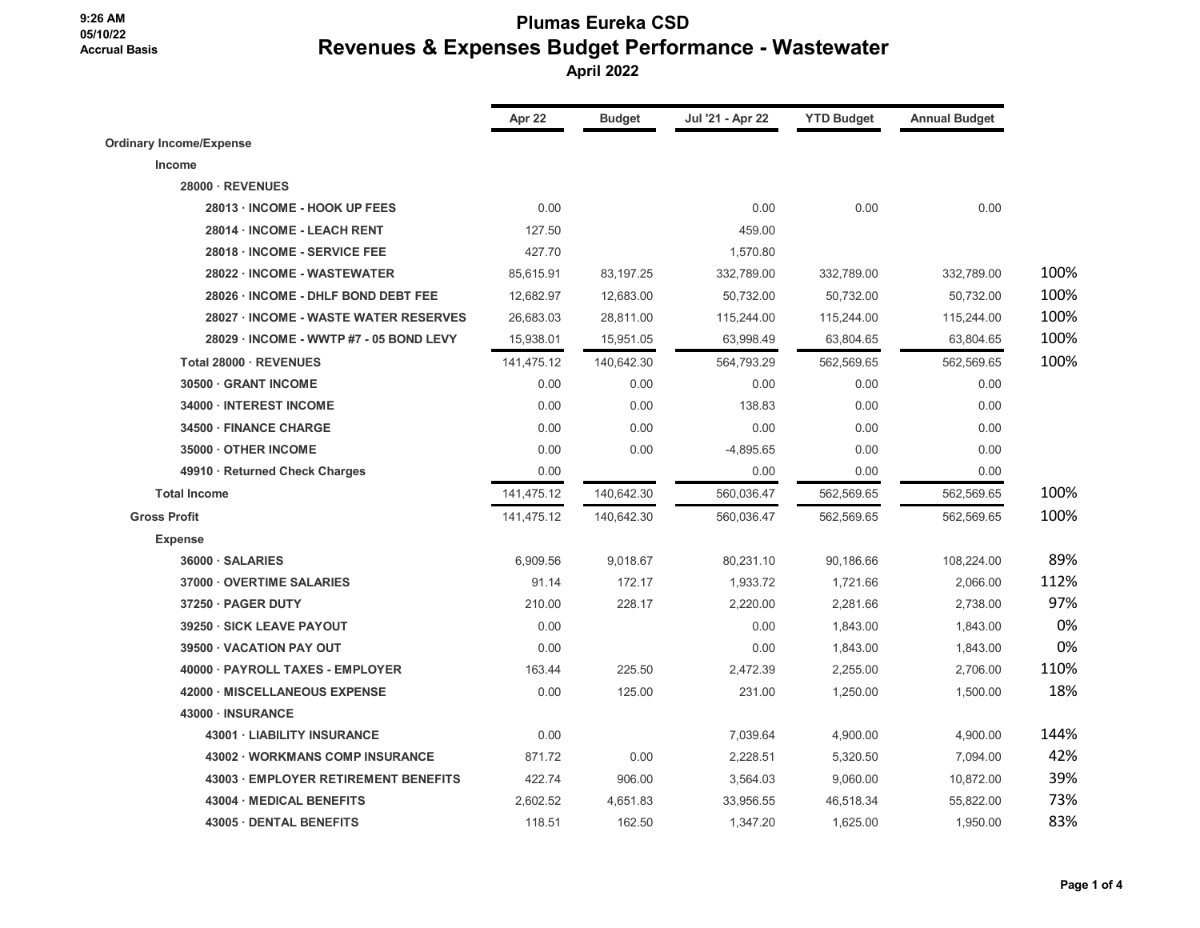9:26 AM
05/10/22
Accrual Basis

# Plumas Eureka CSD
## Revenues & Expenses Budget Performance - Wastewater
### April 2022

| | Apr 22 | Budget | Jul '21 - Apr 22 | YTD Budget | Annual Budget | |
|---|---|---|---|---|---|---|
| **Ordinary Income/Expense** | | | | | | |
| **Income** | | | | | | |
| **28000 · REVENUES** | | | | | | |
| **28013 · INCOME - HOOK UP FEES** | 0.00 | | 0.00 | 0.00 | 0.00 | |
| **28014 · INCOME - LEACH RENT** | 127.50 | | 459.00 | | | |
| **28018 · INCOME - SERVICE FEE** | 427.70 | | 1,570.80 | | | |
| **28022 · INCOME - WASTEWATER** | 85,615.91 | 83,197.25 | 332,789.00 | 332,789.00 | 332,789.00 | 100% |
| **28026 · INCOME - DHLF BOND DEBT FEE** | 12,682.97 | 12,683.00 | 50,732.00 | 50,732.00 | 50,732.00 | 100% |
| **28027 · INCOME - WASTE WATER RESERVES** | 26,683.03 | 28,811.00 | 115,244.00 | 115,244.00 | 115,244.00 | 100% |
| **28029 · INCOME - WWTP #7 - 05 BOND LEVY** | 15,938.01 | 15,951.05 | 63,998.49 | 63,804.65 | 63,804.65 | 100% |
| **Total 28000 · REVENUES** | 141,475.12 | 140,642.30 | 564,793.29 | 562,569.65 | 562,569.65 | 100% |
| **30500 · GRANT INCOME** | 0.00 | 0.00 | 0.00 | 0.00 | 0.00 | |
| **34000 · INTEREST INCOME** | 0.00 | 0.00 | 138.83 | 0.00 | 0.00 | |
| **34500 · FINANCE CHARGE** | 0.00 | 0.00 | 0.00 | 0.00 | 0.00 | |
| **35000 · OTHER INCOME** | 0.00 | 0.00 | -4,895.65 | 0.00 | 0.00 | |
| **49910 · Returned Check Charges** | 0.00 | | 0.00 | 0.00 | 0.00 | |
| **Total Income** | 141,475.12 | 140,642.30 | 560,036.47 | 562,569.65 | 562,569.65 | 100% |
| **Gross Profit** | 141,475.12 | 140,642.30 | 560,036.47 | 562,569.65 | 562,569.65 | 100% |
| **Expense** | | | | | | |
| **36000 · SALARIES** | 6,909.56 | 9,018.67 | 80,231.10 | 90,186.66 | 108,224.00 | 89% |
| **37000 · OVERTIME SALARIES** | 91.14 | 172.17 | 1,933.72 | 1,721.66 | 2,066.00 | 112% |
| **37250 · PAGER DUTY** | 210.00 | 228.17 | 2,220.00 | 2,281.66 | 2,738.00 | 97% |
| **39250 · SICK LEAVE PAYOUT** | 0.00 | | 0.00 | 1,843.00 | 1,843.00 | 0% |
| **39500 · VACATION PAY OUT** | 0.00 | | 0.00 | 1,843.00 | 1,843.00 | 0% |
| **40000 · PAYROLL TAXES - EMPLOYER** | 163.44 | 225.50 | 2,472.39 | 2,255.00 | 2,706.00 | 110% |
| **42000 · MISCELLANEOUS EXPENSE** | 0.00 | 125.00 | 231.00 | 1,250.00 | 1,500.00 | 18% |
| **43000 · INSURANCE** | | | | | | |
| **43001 · LIABILITY INSURANCE** | 0.00 | | 7,039.64 | 4,900.00 | 4,900.00 | 144% |
| **43002 · WORKMANS COMP INSURANCE** | 871.72 | 0.00 | 2,228.51 | 5,320.50 | 7,094.00 | 42% |
| **43003 · EMPLOYER RETIREMENT BENEFITS** | 422.74 | 906.00 | 3,564.03 | 9,060.00 | 10,872.00 | 39% |
| **43004 · MEDICAL BENEFITS** | 2,602.52 | 4,651.83 | 33,956.55 | 46,518.34 | 55,822.00 | 73% |
| **43005 · DENTAL BENEFITS** | 118.51 | 162.50 | 1,347.20 | 1,625.00 | 1,950.00 | 83% |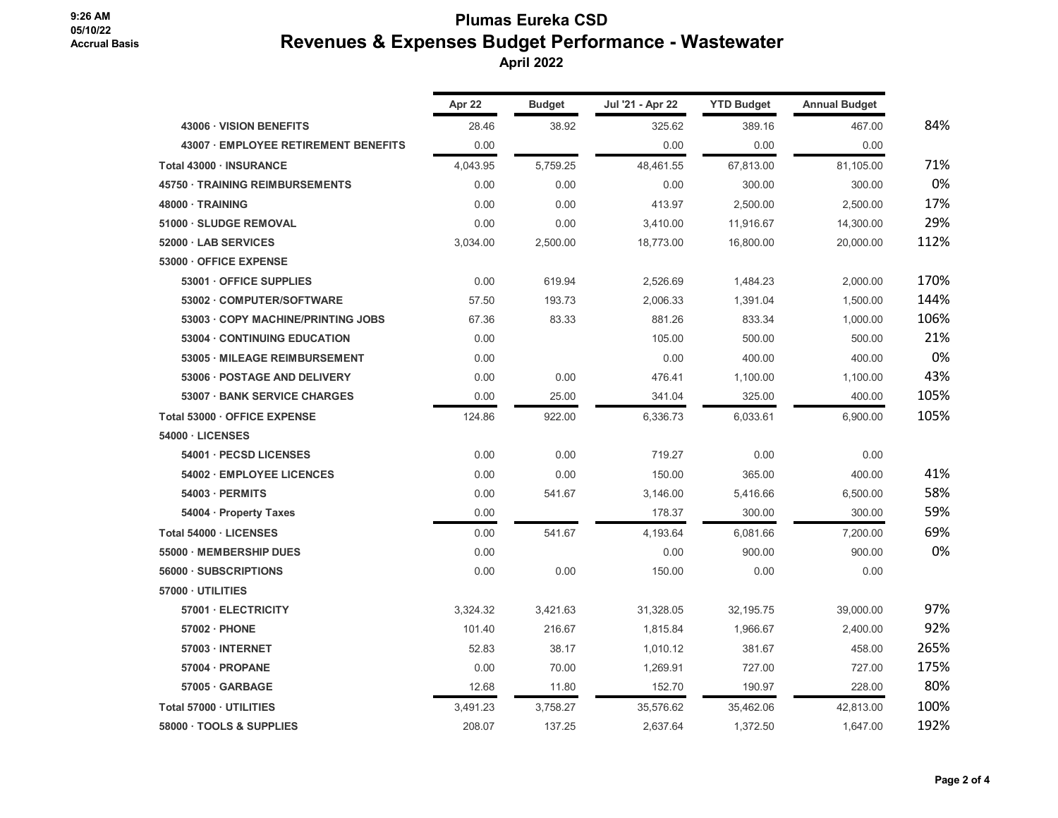# Plumas Eureka CSD

## Revenues & Expenses Budget Performance - Wastewater

**April 2022**

9:26 AM
05/10/22
Accrual Basis

| | Apr 22 | Budget | Jul '21 - Apr 22 | YTD Budget | Annual Budget | |
|---|---|---|---|---|---|---|
| 43006 · VISION BENEFITS | 28.46 | 38.92 | 325.62 | 389.16 | 467.00 | 84% |
| 43007 · EMPLOYEE RETIREMENT BENEFITS | 0.00 | | 0.00 | 0.00 | 0.00 | |
| **Total 43000 · INSURANCE** | 4,043.95 | 5,759.25 | 48,461.55 | 67,813.00 | 81,105.00 | 71% |
| 45750 · TRAINING REIMBURSEMENTS | 0.00 | 0.00 | 0.00 | 300.00 | 300.00 | 0% |
| 48000 · TRAINING | 0.00 | 0.00 | 413.97 | 2,500.00 | 2,500.00 | 17% |
| 51000 · SLUDGE REMOVAL | 0.00 | 0.00 | 3,410.00 | 11,916.67 | 14,300.00 | 29% |
| 52000 · LAB SERVICES | 3,034.00 | 2,500.00 | 18,773.00 | 16,800.00 | 20,000.00 | 112% |
| 53000 · OFFICE EXPENSE | | | | | | |
| 53001 · OFFICE SUPPLIES | 0.00 | 619.94 | 2,526.69 | 1,484.23 | 2,000.00 | 170% |
| 53002 · COMPUTER/SOFTWARE | 57.50 | 193.73 | 2,006.33 | 1,391.04 | 1,500.00 | 144% |
| 53003 · COPY MACHINE/PRINTING JOBS | 67.36 | 83.33 | 881.26 | 833.34 | 1,000.00 | 106% |
| 53004 · CONTINUING EDUCATION | 0.00 | | 105.00 | 500.00 | 500.00 | 21% |
| 53005 · MILEAGE REIMBURSEMENT | 0.00 | | 0.00 | 400.00 | 400.00 | 0% |
| 53006 · POSTAGE AND DELIVERY | 0.00 | 0.00 | 476.41 | 1,100.00 | 1,100.00 | 43% |
| 53007 · BANK SERVICE CHARGES | 0.00 | 25.00 | 341.04 | 325.00 | 400.00 | 105% |
| **Total 53000 · OFFICE EXPENSE** | 124.86 | 922.00 | 6,336.73 | 6,033.61 | 6,900.00 | 105% |
| 54000 · LICENSES | | | | | | |
| 54001 · PECSD LICENSES | 0.00 | 0.00 | 719.27 | 0.00 | 0.00 | |
| 54002 · EMPLOYEE LICENCES | 0.00 | 0.00 | 150.00 | 365.00 | 400.00 | 41% |
| 54003 · PERMITS | 0.00 | 541.67 | 3,146.00 | 5,416.66 | 6,500.00 | 58% |
| 54004 · Property Taxes | 0.00 | | 178.37 | 300.00 | 300.00 | 59% |
| **Total 54000 · LICENSES** | 0.00 | 541.67 | 4,193.64 | 6,081.66 | 7,200.00 | 69% |
| 55000 · MEMBERSHIP DUES | 0.00 | | 0.00 | 900.00 | 900.00 | 0% |
| 56000 · SUBSCRIPTIONS | 0.00 | 0.00 | 150.00 | 0.00 | 0.00 | |
| 57000 · UTILITIES | | | | | | |
| 57001 · ELECTRICITY | 3,324.32 | 3,421.63 | 31,328.05 | 32,195.75 | 39,000.00 | 97% |
| 57002 · PHONE | 101.40 | 216.67 | 1,815.84 | 1,966.67 | 2,400.00 | 92% |
| 57003 · INTERNET | 52.83 | 38.17 | 1,010.12 | 381.67 | 458.00 | 265% |
| 57004 · PROPANE | 0.00 | 70.00 | 1,269.91 | 727.00 | 727.00 | 175% |
| 57005 · GARBAGE | 12.68 | 11.80 | 152.70 | 190.97 | 228.00 | 80% |
| **Total 57000 · UTILITIES** | 3,491.23 | 3,758.27 | 35,576.62 | 35,462.06 | 42,813.00 | 100% |
| 58000 · TOOLS & SUPPLIES | 208.07 | 137.25 | 2,637.64 | 1,372.50 | 1,647.00 | 192% |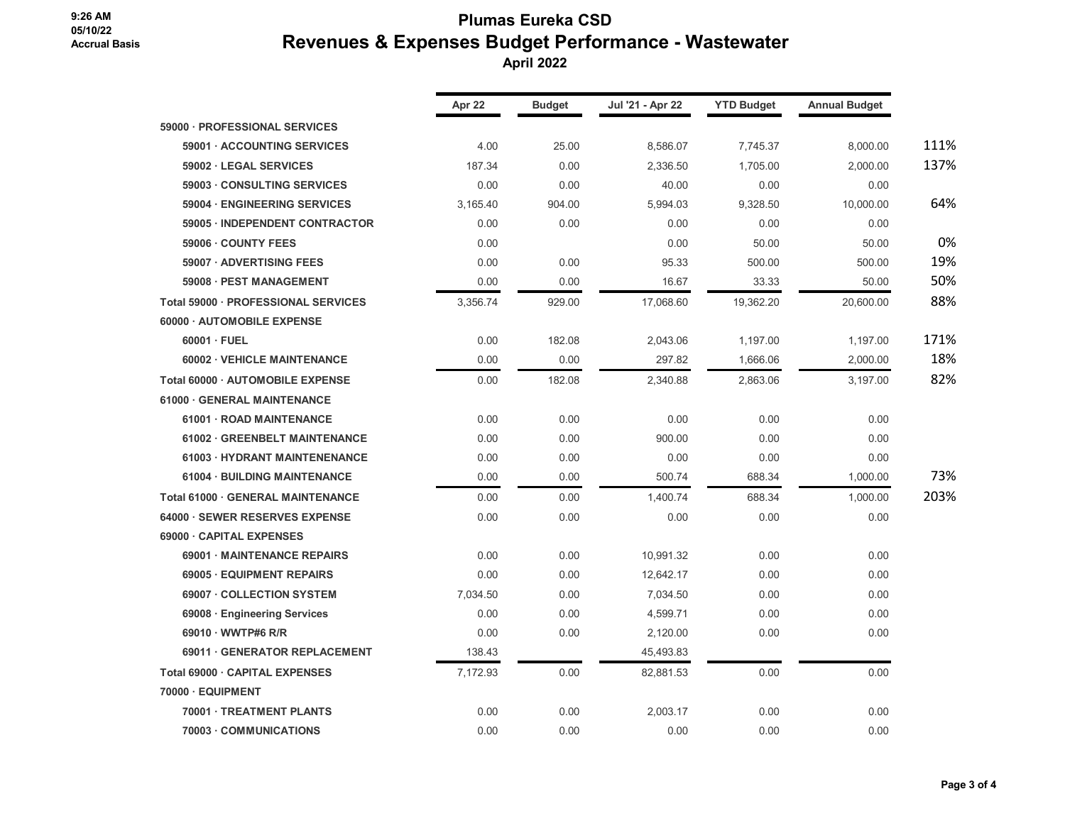9:26 AM
05/10/22
Accrual Basis

# Plumas Eureka CSD
## Revenues & Expenses Budget Performance - Wastewater
### April 2022

| | Apr 22 | Budget | Jul '21 - Apr 22 | YTD Budget | Annual Budget | |
|---|---|---|---|---|---|---|
| 59000 · PROFESSIONAL SERVICES | | | | | | |
| 59001 · ACCOUNTING SERVICES | 4.00 | 25.00 | 8,586.07 | 7,745.37 | 8,000.00 | 111% |
| 59002 · LEGAL SERVICES | 187.34 | 0.00 | 2,336.50 | 1,705.00 | 2,000.00 | 137% |
| 59003 · CONSULTING SERVICES | 0.00 | 0.00 | 40.00 | 0.00 | 0.00 | |
| 59004 · ENGINEERING SERVICES | 3,165.40 | 904.00 | 5,994.03 | 9,328.50 | 10,000.00 | 64% |
| 59005 · INDEPENDENT CONTRACTOR | 0.00 | 0.00 | 0.00 | 0.00 | 0.00 | |
| 59006 · COUNTY FEES | 0.00 | | 0.00 | 50.00 | 50.00 | 0% |
| 59007 · ADVERTISING FEES | 0.00 | 0.00 | 95.33 | 500.00 | 500.00 | 19% |
| 59008 · PEST MANAGEMENT | 0.00 | 0.00 | 16.67 | 33.33 | 50.00 | 50% |
| Total 59000 · PROFESSIONAL SERVICES | 3,356.74 | 929.00 | 17,068.60 | 19,362.20 | 20,600.00 | 88% |
| 60000 · AUTOMOBILE EXPENSE | | | | | | |
| 60001 · FUEL | 0.00 | 182.08 | 2,043.06 | 1,197.00 | 1,197.00 | 171% |
| 60002 · VEHICLE MAINTENANCE | 0.00 | 0.00 | 297.82 | 1,666.06 | 2,000.00 | 18% |
| Total 60000 · AUTOMOBILE EXPENSE | 0.00 | 182.08 | 2,340.88 | 2,863.06 | 3,197.00 | 82% |
| 61000 · GENERAL MAINTENANCE | | | | | | |
| 61001 · ROAD MAINTENANCE | 0.00 | 0.00 | 0.00 | 0.00 | 0.00 | |
| 61002 · GREENBELT MAINTENANCE | 0.00 | 0.00 | 900.00 | 0.00 | 0.00 | |
| 61003 · HYDRANT MAINTENENANCE | 0.00 | 0.00 | 0.00 | 0.00 | 0.00 | |
| 61004 · BUILDING MAINTENANCE | 0.00 | 0.00 | 500.74 | 688.34 | 1,000.00 | 73% |
| Total 61000 · GENERAL MAINTENANCE | 0.00 | 0.00 | 1,400.74 | 688.34 | 1,000.00 | 203% |
| 64000 · SEWER RESERVES EXPENSE | 0.00 | 0.00 | 0.00 | 0.00 | 0.00 | |
| 69000 · CAPITAL EXPENSES | | | | | | |
| 69001 · MAINTENANCE REPAIRS | 0.00 | 0.00 | 10,991.32 | 0.00 | 0.00 | |
| 69005 · EQUIPMENT REPAIRS | 0.00 | 0.00 | 12,642.17 | 0.00 | 0.00 | |
| 69007 · COLLECTION SYSTEM | 7,034.50 | 0.00 | 7,034.50 | 0.00 | 0.00 | |
| 69008 · Engineering Services | 0.00 | 0.00 | 4,599.71 | 0.00 | 0.00 | |
| 69010 · WWTP#6 R/R | 0.00 | 0.00 | 2,120.00 | 0.00 | 0.00 | |
| 69011 · GENERATOR REPLACEMENT | 138.43 | | 45,493.83 | | | |
| Total 69000 · CAPITAL EXPENSES | 7,172.93 | 0.00 | 82,881.53 | 0.00 | 0.00 | |
| 70000 · EQUIPMENT | | | | | | |
| 70001 · TREATMENT PLANTS | 0.00 | 0.00 | 2,003.17 | 0.00 | 0.00 | |
| 70003 · COMMUNICATIONS | 0.00 | 0.00 | 0.00 | 0.00 | 0.00 | |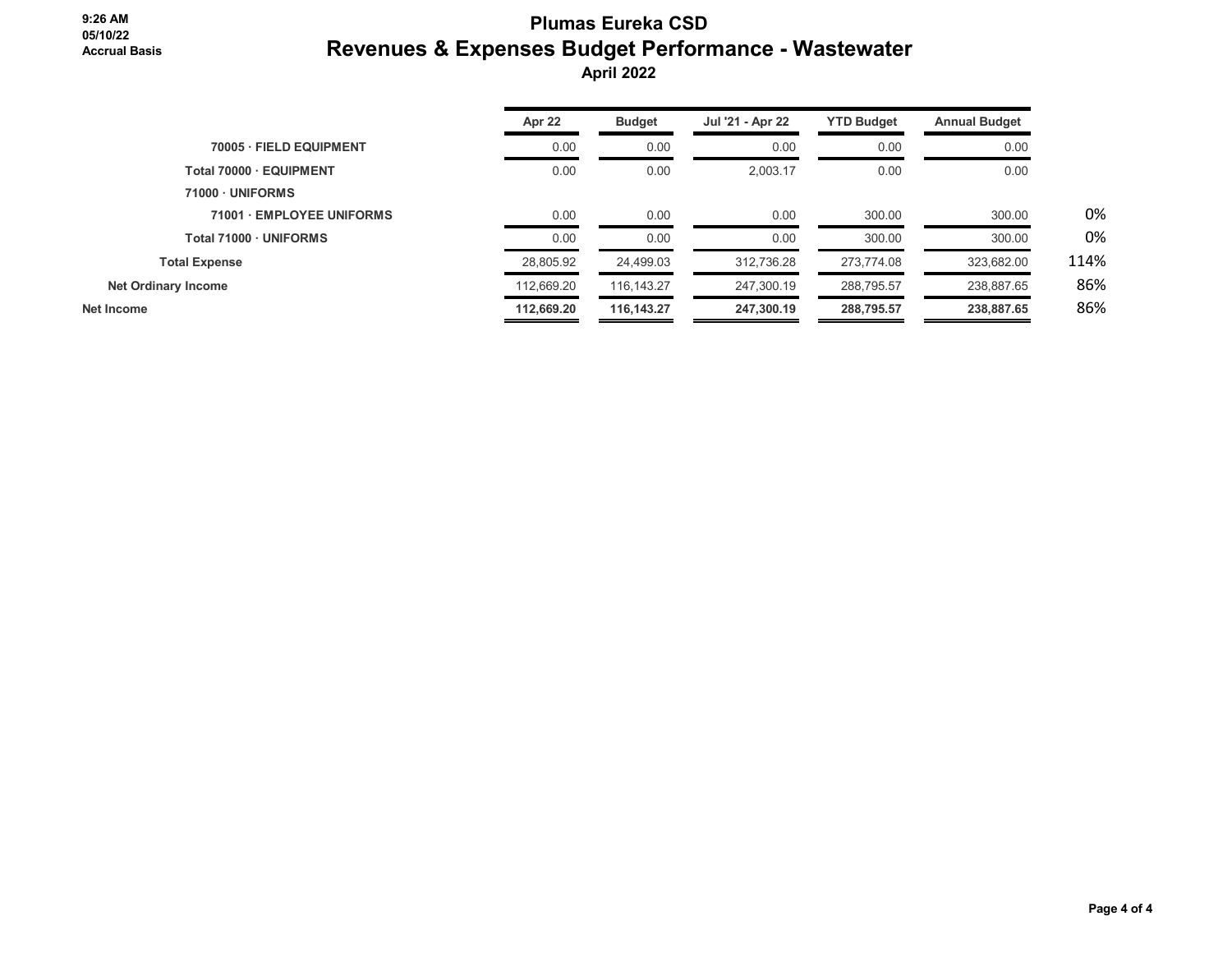# Plumas Eureka CSD

## Revenues & Expenses Budget Performance - Wastewater

### April 2022

9:26 AM
05/10/22
Accrual Basis

| | Apr 22 | Budget | Jul '21 - Apr 22 | YTD Budget | Annual Budget | |
|---|---|---|---|---|---|---|
| 70005 · FIELD EQUIPMENT | 0.00 | 0.00 | 0.00 | 0.00 | 0.00 | |
| Total 70000 · EQUIPMENT | 0.00 | 0.00 | 2,003.17 | 0.00 | 0.00 | |
| 71000 · UNIFORMS | | | | | | |
| 71001 · EMPLOYEE UNIFORMS | 0.00 | 0.00 | 0.00 | 300.00 | 300.00 | 0% |
| Total 71000 · UNIFORMS | 0.00 | 0.00 | 0.00 | 300.00 | 300.00 | 0% |
| Total Expense | 28,805.92 | 24,499.03 | 312,736.28 | 273,774.08 | 323,682.00 | 114% |
| Net Ordinary Income | 112,669.20 | 116,143.27 | 247,300.19 | 288,795.57 | 238,887.65 | 86% |
| **Net Income** | **112,669.20** | **116,143.27** | **247,300.19** | **288,795.57** | **238,887.65** | 86% |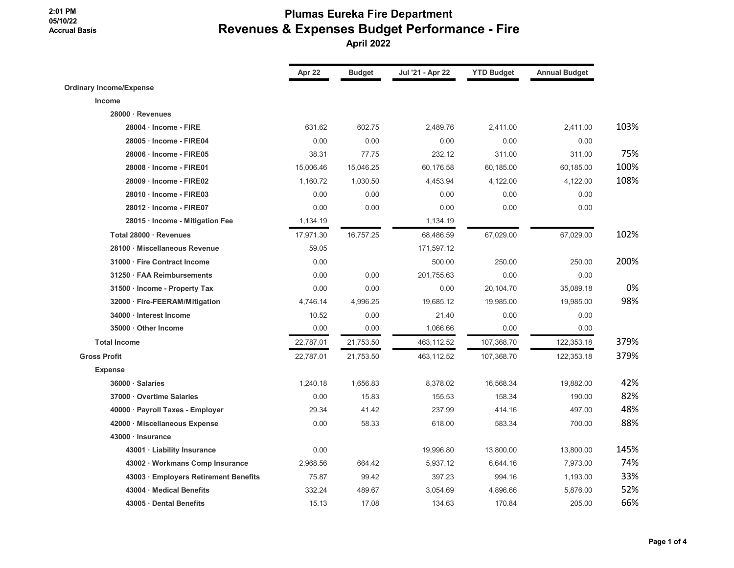2:01 PM
05/10/22
Accrual Basis

# Plumas Eureka Fire Department
## Revenues & Expenses Budget Performance - Fire
### April 2022

| | Apr 22 | Budget | Jul '21 - Apr 22 | YTD Budget | Annual Budget | |
|---|---|---|---|---|---|---|
| **Ordinary Income/Expense** | | | | | | |
| **Income** | | | | | | |
| **28000 · Revenues** | | | | | | |
| 28004 · Income - FIRE | 631.62 | 602.75 | 2,489.76 | 2,411.00 | 2,411.00 | 103% |
| 28005 · Income - FIRE04 | 0.00 | 0.00 | 0.00 | 0.00 | 0.00 | |
| 28006 · Income - FIRE05 | 38.31 | 77.75 | 232.12 | 311.00 | 311.00 | 75% |
| 28008 · Income - FIRE01 | 15,006.46 | 15,046.25 | 60,176.58 | 60,185.00 | 60,185.00 | 100% |
| 28009 · Income - FIRE02 | 1,160.72 | 1,030.50 | 4,453.94 | 4,122.00 | 4,122.00 | 108% |
| 28010 · Income - FIRE03 | 0.00 | 0.00 | 0.00 | 0.00 | 0.00 | |
| 28012 · Income - FIRE07 | 0.00 | 0.00 | 0.00 | 0.00 | 0.00 | |
| 28015 · Income - Mitigation Fee | 1,134.19 | | 1,134.19 | | | |
| **Total 28000 · Revenues** | 17,971.30 | 16,757.25 | 68,486.59 | 67,029.00 | 67,029.00 | 102% |
| 28100 · Miscellaneous Revenue | 59.05 | | 171,597.12 | | | |
| 31000 · Fire Contract Income | 0.00 | | 500.00 | 250.00 | 250.00 | 200% |
| 31250 · FAA Reimbursements | 0.00 | 0.00 | 201,755.63 | 0.00 | 0.00 | |
| 31500 · Income - Property Tax | 0.00 | 0.00 | 0.00 | 20,104.70 | 35,089.18 | 0% |
| 32000 · Fire-FEERAM/Mitigation | 4,746.14 | 4,996.25 | 19,685.12 | 19,985.00 | 19,985.00 | 98% |
| 34000 · Interest Income | 10.52 | 0.00 | 21.40 | 0.00 | 0.00 | |
| 35000 · Other Income | 0.00 | 0.00 | 1,066.66 | 0.00 | 0.00 | |
| **Total Income** | 22,787.01 | 21,753.50 | 463,112.52 | 107,368.70 | 122,353.18 | 379% |
| **Gross Profit** | 22,787.01 | 21,753.50 | 463,112.52 | 107,368.70 | 122,353.18 | 379% |
| **Expense** | | | | | | |
| 36000 · Salaries | 1,240.18 | 1,656.83 | 8,378.02 | 16,568.34 | 19,882.00 | 42% |
| 37000 · Overtime Salaries | 0.00 | 15.83 | 155.53 | 158.34 | 190.00 | 82% |
| 40000 · Payroll Taxes - Employer | 29.34 | 41.42 | 237.99 | 414.16 | 497.00 | 48% |
| 42000 · Miscellaneous Expense | 0.00 | 58.33 | 618.00 | 583.34 | 700.00 | 88% |
| **43000 · Insurance** | | | | | | |
| 43001 · Liability Insurance | 0.00 | | 19,996.80 | 13,800.00 | 13,800.00 | 145% |
| 43002 · Workmans Comp Insurance | 2,968.56 | 664.42 | 5,937.12 | 6,644.16 | 7,973.00 | 74% |
| 43003 · Employers Retirement Benefits | 75.87 | 99.42 | 397.23 | 994.16 | 1,193.00 | 33% |
| 43004 · Medical Benefits | 332.24 | 489.67 | 3,054.69 | 4,896.66 | 5,876.00 | 52% |
| 43005 · Dental Benefits | 15.13 | 17.08 | 134.63 | 170.84 | 205.00 | 66% |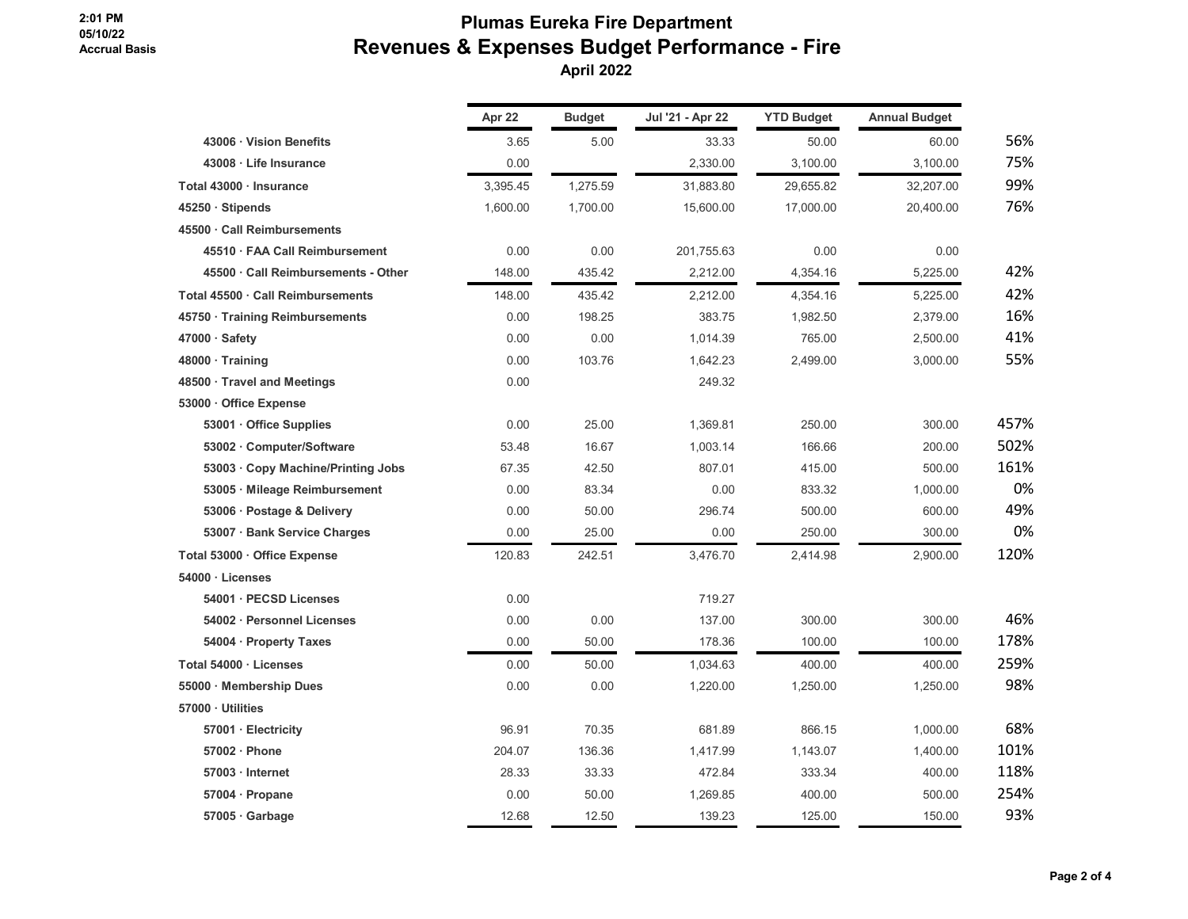2:01 PM
05/10/22
Accrual Basis

# Plumas Eureka Fire Department
## Revenues & Expenses Budget Performance - Fire
### April 2022

| | Apr 22 | Budget | Jul '21 - Apr 22 | YTD Budget | Annual Budget | |
|---|---|---|---|---|---|---|
| 43006 · Vision Benefits | 3.65 | 5.00 | 33.33 | 50.00 | 60.00 | 56% |
| 43008 · Life Insurance | 0.00 | | 2,330.00 | 3,100.00 | 3,100.00 | 75% |
| Total 43000 · Insurance | 3,395.45 | 1,275.59 | 31,883.80 | 29,655.82 | 32,207.00 | 99% |
| 45250 · Stipends | 1,600.00 | 1,700.00 | 15,600.00 | 17,000.00 | 20,400.00 | 76% |
| 45500 · Call Reimbursements | | | | | | |
| 45510 · FAA Call Reimbursement | 0.00 | 0.00 | 201,755.63 | 0.00 | 0.00 | |
| 45500 · Call Reimbursements - Other | 148.00 | 435.42 | 2,212.00 | 4,354.16 | 5,225.00 | 42% |
| Total 45500 · Call Reimbursements | 148.00 | 435.42 | 2,212.00 | 4,354.16 | 5,225.00 | 42% |
| 45750 · Training Reimbursements | 0.00 | 198.25 | 383.75 | 1,982.50 | 2,379.00 | 16% |
| 47000 · Safety | 0.00 | 0.00 | 1,014.39 | 765.00 | 2,500.00 | 41% |
| 48000 · Training | 0.00 | 103.76 | 1,642.23 | 2,499.00 | 3,000.00 | 55% |
| 48500 · Travel and Meetings | 0.00 | | 249.32 | | | |
| 53000 · Office Expense | | | | | | |
| 53001 · Office Supplies | 0.00 | 25.00 | 1,369.81 | 250.00 | 300.00 | 457% |
| 53002 · Computer/Software | 53.48 | 16.67 | 1,003.14 | 166.66 | 200.00 | 502% |
| 53003 · Copy Machine/Printing Jobs | 67.35 | 42.50 | 807.01 | 415.00 | 500.00 | 161% |
| 53005 · Mileage Reimbursement | 0.00 | 83.34 | 0.00 | 833.32 | 1,000.00 | 0% |
| 53006 · Postage & Delivery | 0.00 | 50.00 | 296.74 | 500.00 | 600.00 | 49% |
| 53007 · Bank Service Charges | 0.00 | 25.00 | 0.00 | 250.00 | 300.00 | 0% |
| Total 53000 · Office Expense | 120.83 | 242.51 | 3,476.70 | 2,414.98 | 2,900.00 | 120% |
| 54000 · Licenses | | | | | | |
| 54001 · PECSD Licenses | 0.00 | | 719.27 | | | |
| 54002 · Personnel Licenses | 0.00 | 0.00 | 137.00 | 300.00 | 300.00 | 46% |
| 54004 · Property Taxes | 0.00 | 50.00 | 178.36 | 100.00 | 100.00 | 178% |
| Total 54000 · Licenses | 0.00 | 50.00 | 1,034.63 | 400.00 | 400.00 | 259% |
| 55000 · Membership Dues | 0.00 | 0.00 | 1,220.00 | 1,250.00 | 1,250.00 | 98% |
| 57000 · Utilities | | | | | | |
| 57001 · Electricity | 96.91 | 70.35 | 681.89 | 866.15 | 1,000.00 | 68% |
| 57002 · Phone | 204.07 | 136.36 | 1,417.99 | 1,143.07 | 1,400.00 | 101% |
| 57003 · Internet | 28.33 | 33.33 | 472.84 | 333.34 | 400.00 | 118% |
| 57004 · Propane | 0.00 | 50.00 | 1,269.85 | 400.00 | 500.00 | 254% |
| 57005 · Garbage | 12.68 | 12.50 | 139.23 | 125.00 | 150.00 | 93% |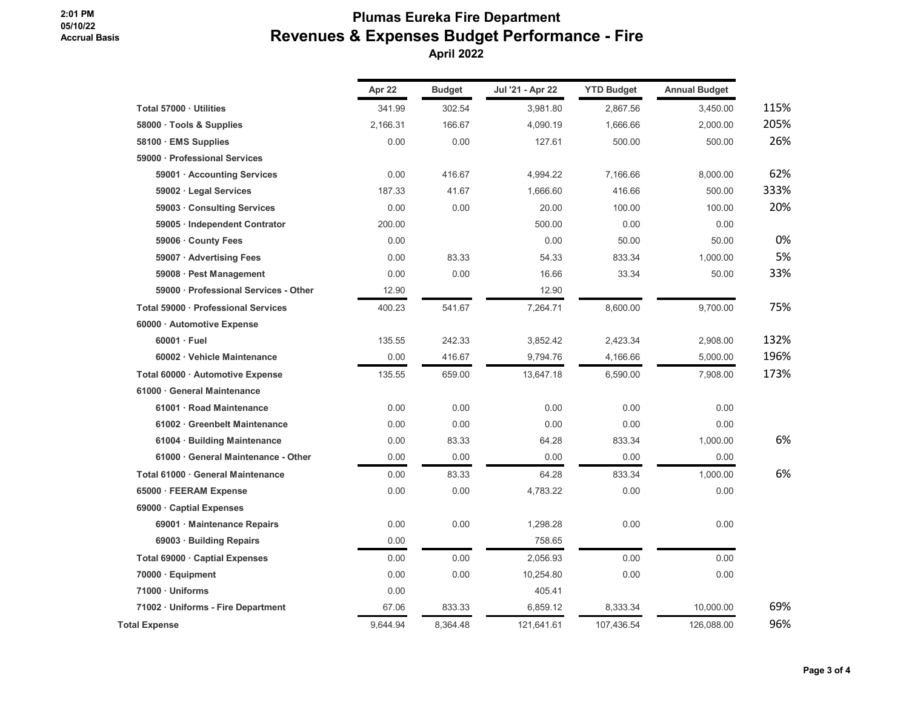# Plumas Eureka Fire Department

## Revenues & Expenses Budget Performance - Fire

### April 2022

2:01 PM
05/10/22
Accrual Basis

| | Apr 22 | Budget | Jul '21 - Apr 22 | YTD Budget | Annual Budget | |
|---|---|---|---|---|---|---|
| **Total 57000 · Utilities** | 341.99 | 302.54 | 3,981.80 | 2,867.56 | 3,450.00 | 115% |
| **58000 · Tools & Supplies** | 2,166.31 | 166.67 | 4,090.19 | 1,666.66 | 2,000.00 | 205% |
| **58100 · EMS Supplies** | 0.00 | 0.00 | 127.61 | 500.00 | 500.00 | 26% |
| **59000 · Professional Services** | | | | | | |
| **59001 · Accounting Services** | 0.00 | 416.67 | 4,994.22 | 7,166.66 | 8,000.00 | 62% |
| **59002 · Legal Services** | 187.33 | 41.67 | 1,666.60 | 416.66 | 500.00 | 333% |
| **59003 · Consulting Services** | 0.00 | 0.00 | 20.00 | 100.00 | 100.00 | 20% |
| **59005 · Independent Contractor** | 200.00 | | 500.00 | 0.00 | 0.00 | |
| **59006 · County Fees** | 0.00 | | 0.00 | 50.00 | 50.00 | 0% |
| **59007 · Advertising Fees** | 0.00 | 83.33 | 54.33 | 833.34 | 1,000.00 | 5% |
| **59008 · Pest Management** | 0.00 | 0.00 | 16.66 | 33.34 | 50.00 | 33% |
| **59000 · Professional Services - Other** | 12.90 | | 12.90 | | | |
| **Total 59000 · Professional Services** | 400.23 | 541.67 | 7,264.71 | 8,600.00 | 9,700.00 | 75% |
| **60000 · Automotive Expense** | | | | | | |
| **60001 · Fuel** | 135.55 | 242.33 | 3,852.42 | 2,423.34 | 2,908.00 | 132% |
| **60002 · Vehicle Maintenance** | 0.00 | 416.67 | 9,794.76 | 4,166.66 | 5,000.00 | 196% |
| **Total 60000 · Automotive Expense** | 135.55 | 659.00 | 13,647.18 | 6,590.00 | 7,908.00 | 173% |
| **61000 · General Maintenance** | | | | | | |
| **61001 · Road Maintenance** | 0.00 | 0.00 | 0.00 | 0.00 | 0.00 | |
| **61002 · Greenbelt Maintenance** | 0.00 | 0.00 | 0.00 | 0.00 | 0.00 | |
| **61004 · Building Maintenance** | 0.00 | 83.33 | 64.28 | 833.34 | 1,000.00 | 6% |
| **61000 · General Maintenance - Other** | 0.00 | 0.00 | 0.00 | 0.00 | 0.00 | |
| **Total 61000 · General Maintenance** | 0.00 | 83.33 | 64.28 | 833.34 | 1,000.00 | 6% |
| **65000 · FEERAM Expense** | 0.00 | 0.00 | 4,783.22 | 0.00 | 0.00 | |
| **69000 · Captial Expenses** | | | | | | |
| **69001 · Maintenance Repairs** | 0.00 | 0.00 | 1,298.28 | 0.00 | 0.00 | |
| **69003 · Building Repairs** | 0.00 | | 758.65 | | | |
| **Total 69000 · Captial Expenses** | 0.00 | 0.00 | 2,056.93 | 0.00 | 0.00 | |
| **70000 · Equipment** | 0.00 | 0.00 | 10,254.80 | 0.00 | 0.00 | |
| **71000 · Uniforms** | 0.00 | | 405.41 | | | |
| **71002 · Uniforms - Fire Department** | 67.06 | 833.33 | 6,859.12 | 8,333.34 | 10,000.00 | 69% |
| **Total Expense** | 9,644.94 | 8,364.48 | 121,641.61 | 107,436.54 | 126,088.00 | 96% |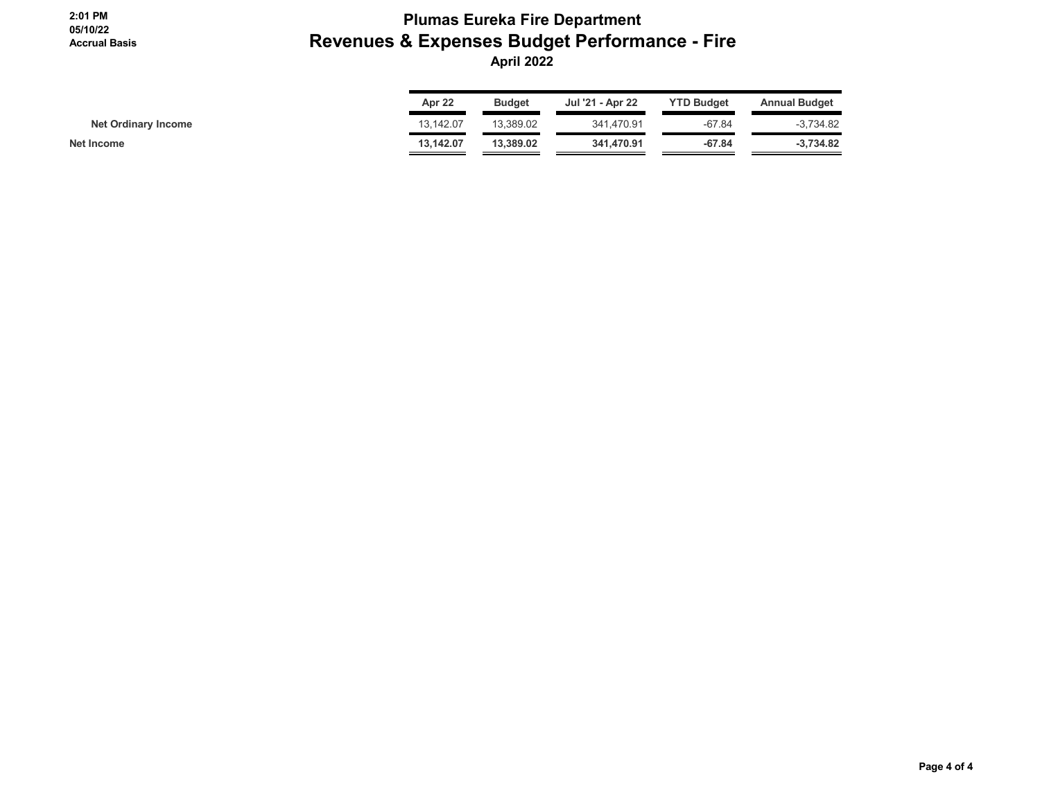# Plumas Eureka Fire Department

## Revenues & Expenses Budget Performance - Fire

### April 2022

2:01 PM
05/10/22
Accrual Basis

| | Apr 22 | Budget | Jul '21 - Apr 22 | YTD Budget | Annual Budget |
|---|---|---|---|---|---|
| Net Ordinary Income | 13,142.07 | 13,389.02 | 341,470.91 | -67.84 | -3,734.82 |
| **Net Income** | **13,142.07** | **13,389.02** | **341,470.91** | **-67.84** | **-3,734.82** |